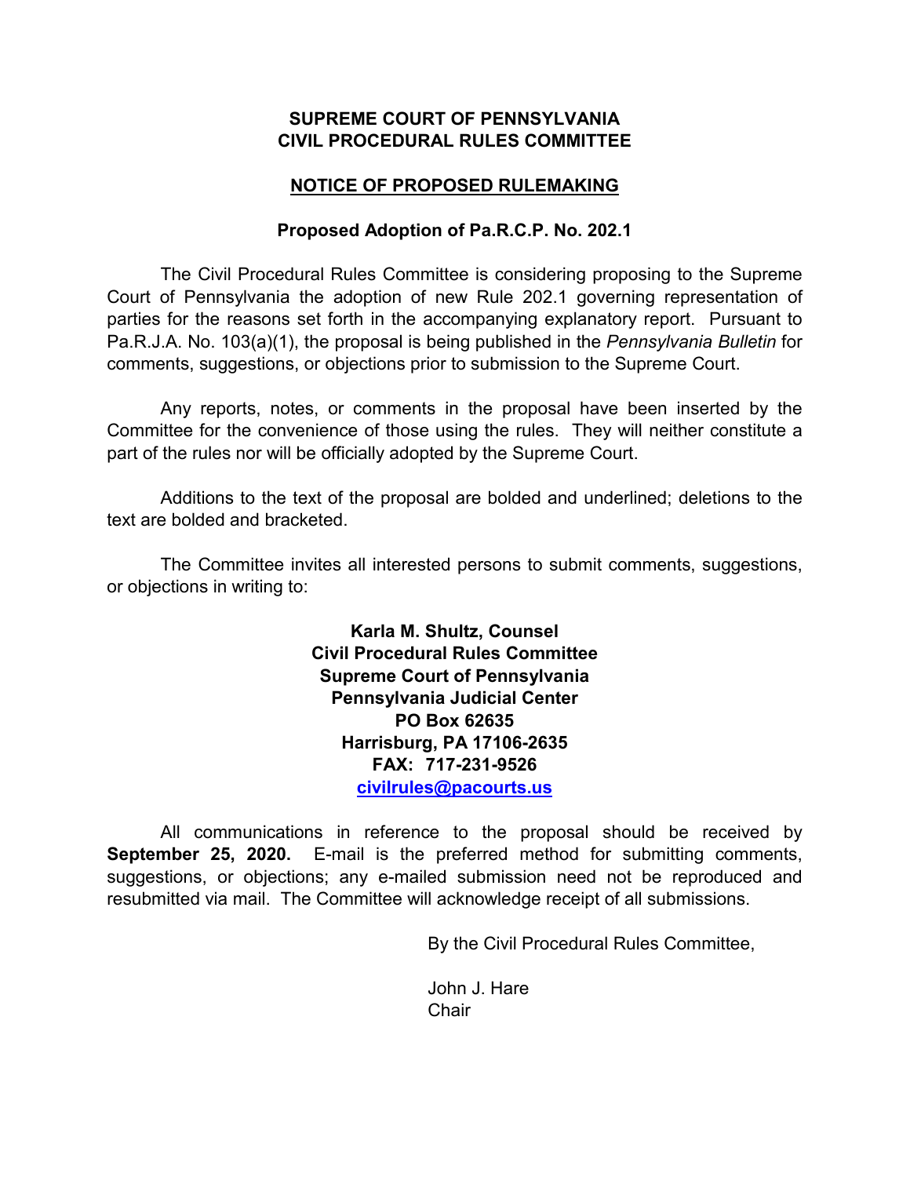**SUPREME COURT OF PENNSYLVANIA**
**CIVIL PROCEDURAL RULES COMMITTEE**

**NOTICE OF PROPOSED RULEMAKING**

**Proposed Adoption of Pa.R.C.P. No. 202.1**

The Civil Procedural Rules Committee is considering proposing to the Supreme Court of Pennsylvania the adoption of new Rule 202.1 governing representation of parties for the reasons set forth in the accompanying explanatory report. Pursuant to Pa.R.J.A. No. 103(a)(1), the proposal is being published in the *Pennsylvania Bulletin* for comments, suggestions, or objections prior to submission to the Supreme Court.

Any reports, notes, or comments in the proposal have been inserted by the Committee for the convenience of those using the rules. They will neither constitute a part of the rules nor will be officially adopted by the Supreme Court.

Additions to the text of the proposal are bolded and underlined; deletions to the text are bolded and bracketed.

The Committee invites all interested persons to submit comments, suggestions, or objections in writing to:

**Karla M. Shultz, Counsel**
**Civil Procedural Rules Committee**
**Supreme Court of Pennsylvania**
**Pennsylvania Judicial Center**
**PO Box 62635**
**Harrisburg, PA 17106-2635**
**FAX: 717-231-9526**
**civilrules@pacourts.us**

All communications in reference to the proposal should be received by **September 25, 2020.** E-mail is the preferred method for submitting comments, suggestions, or objections; any e-mailed submission need not be reproduced and resubmitted via mail. The Committee will acknowledge receipt of all submissions.

By the Civil Procedural Rules Committee,

John J. Hare
Chair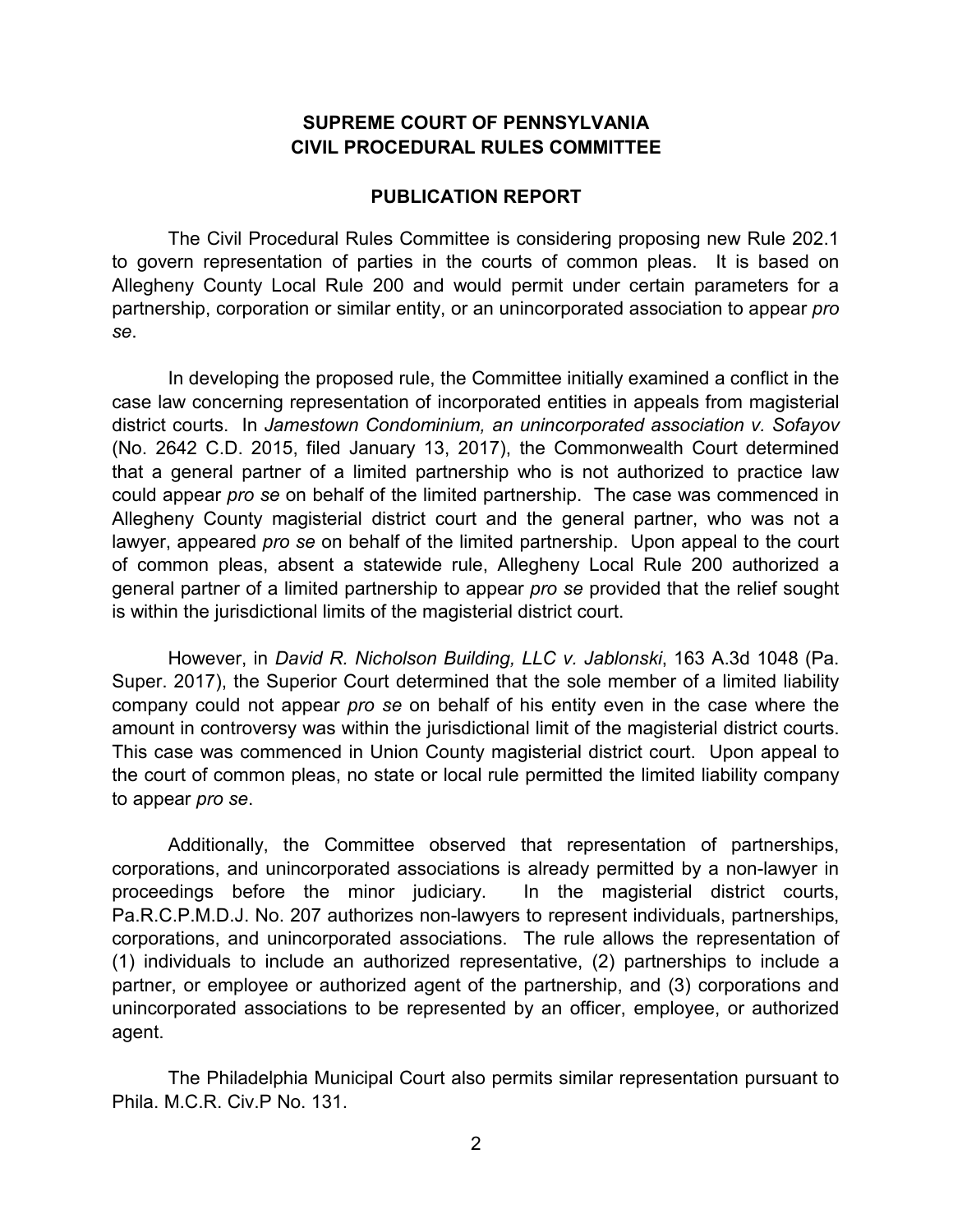**SUPREME COURT OF PENNSYLVANIA**
**CIVIL PROCEDURAL RULES COMMITTEE**

**PUBLICATION REPORT**

The Civil Procedural Rules Committee is considering proposing new Rule 202.1 to govern representation of parties in the courts of common pleas. It is based on Allegheny County Local Rule 200 and would permit under certain parameters for a partnership, corporation or similar entity, or an unincorporated association to appear *pro se*.

In developing the proposed rule, the Committee initially examined a conflict in the case law concerning representation of incorporated entities in appeals from magisterial district courts. In *Jamestown Condominium, an unincorporated association v. Sofayov* (No. 2642 C.D. 2015, filed January 13, 2017), the Commonwealth Court determined that a general partner of a limited partnership who is not authorized to practice law could appear *pro se* on behalf of the limited partnership. The case was commenced in Allegheny County magisterial district court and the general partner, who was not a lawyer, appeared *pro se* on behalf of the limited partnership. Upon appeal to the court of common pleas, absent a statewide rule, Allegheny Local Rule 200 authorized a general partner of a limited partnership to appear *pro se* provided that the relief sought is within the jurisdictional limits of the magisterial district court.

However, in *David R. Nicholson Building, LLC v. Jablonski*, 163 A.3d 1048 (Pa. Super. 2017), the Superior Court determined that the sole member of a limited liability company could not appear *pro se* on behalf of his entity even in the case where the amount in controversy was within the jurisdictional limit of the magisterial district courts. This case was commenced in Union County magisterial district court. Upon appeal to the court of common pleas, no state or local rule permitted the limited liability company to appear *pro se*.

Additionally, the Committee observed that representation of partnerships, corporations, and unincorporated associations is already permitted by a non-lawyer in proceedings before the minor judiciary. In the magisterial district courts, Pa.R.C.P.M.D.J. No. 207 authorizes non-lawyers to represent individuals, partnerships, corporations, and unincorporated associations. The rule allows the representation of (1) individuals to include an authorized representative, (2) partnerships to include a partner, or employee or authorized agent of the partnership, and (3) corporations and unincorporated associations to be represented by an officer, employee, or authorized agent.

The Philadelphia Municipal Court also permits similar representation pursuant to Phila. M.C.R. Civ.P No. 131.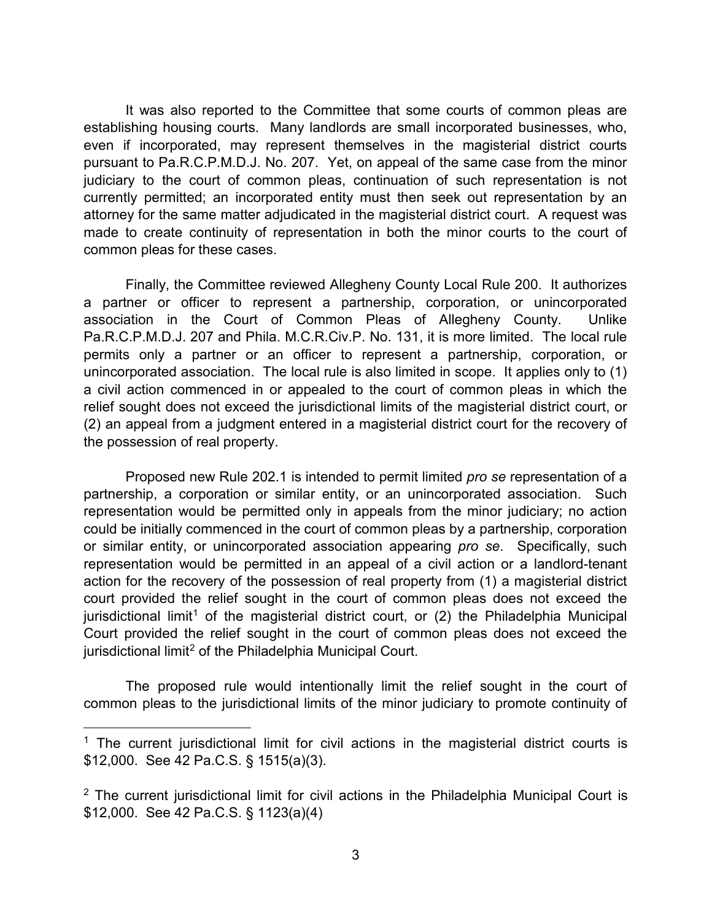It was also reported to the Committee that some courts of common pleas are establishing housing courts. Many landlords are small incorporated businesses, who, even if incorporated, may represent themselves in the magisterial district courts pursuant to Pa.R.C.P.M.D.J. No. 207. Yet, on appeal of the same case from the minor judiciary to the court of common pleas, continuation of such representation is not currently permitted; an incorporated entity must then seek out representation by an attorney for the same matter adjudicated in the magisterial district court. A request was made to create continuity of representation in both the minor courts to the court of common pleas for these cases.

Finally, the Committee reviewed Allegheny County Local Rule 200. It authorizes a partner or officer to represent a partnership, corporation, or unincorporated association in the Court of Common Pleas of Allegheny County. Unlike Pa.R.C.P.M.D.J. 207 and Phila. M.C.R.Civ.P. No. 131, it is more limited. The local rule permits only a partner or an officer to represent a partnership, corporation, or unincorporated association. The local rule is also limited in scope. It applies only to (1) a civil action commenced in or appealed to the court of common pleas in which the relief sought does not exceed the jurisdictional limits of the magisterial district court, or (2) an appeal from a judgment entered in a magisterial district court for the recovery of the possession of real property.

Proposed new Rule 202.1 is intended to permit limited *pro se* representation of a partnership, a corporation or similar entity, or an unincorporated association. Such representation would be permitted only in appeals from the minor judiciary; no action could be initially commenced in the court of common pleas by a partnership, corporation or similar entity, or unincorporated association appearing *pro se*. Specifically, such representation would be permitted in an appeal of a civil action or a landlord-tenant action for the recovery of the possession of real property from (1) a magisterial district court provided the relief sought in the court of common pleas does not exceed the jurisdictional limit[1] of the magisterial district court, or (2) the Philadelphia Municipal Court provided the relief sought in the court of common pleas does not exceed the jurisdictional limit[2] of the Philadelphia Municipal Court.

The proposed rule would intentionally limit the relief sought in the court of common pleas to the jurisdictional limits of the minor judiciary to promote continuity of

---

[1] The current jurisdictional limit for civil actions in the magisterial district courts is \$12,000. See 42 Pa.C.S. § 1515(a)(3).

[2] The current jurisdictional limit for civil actions in the Philadelphia Municipal Court is \$12,000. See 42 Pa.C.S. § 1123(a)(4)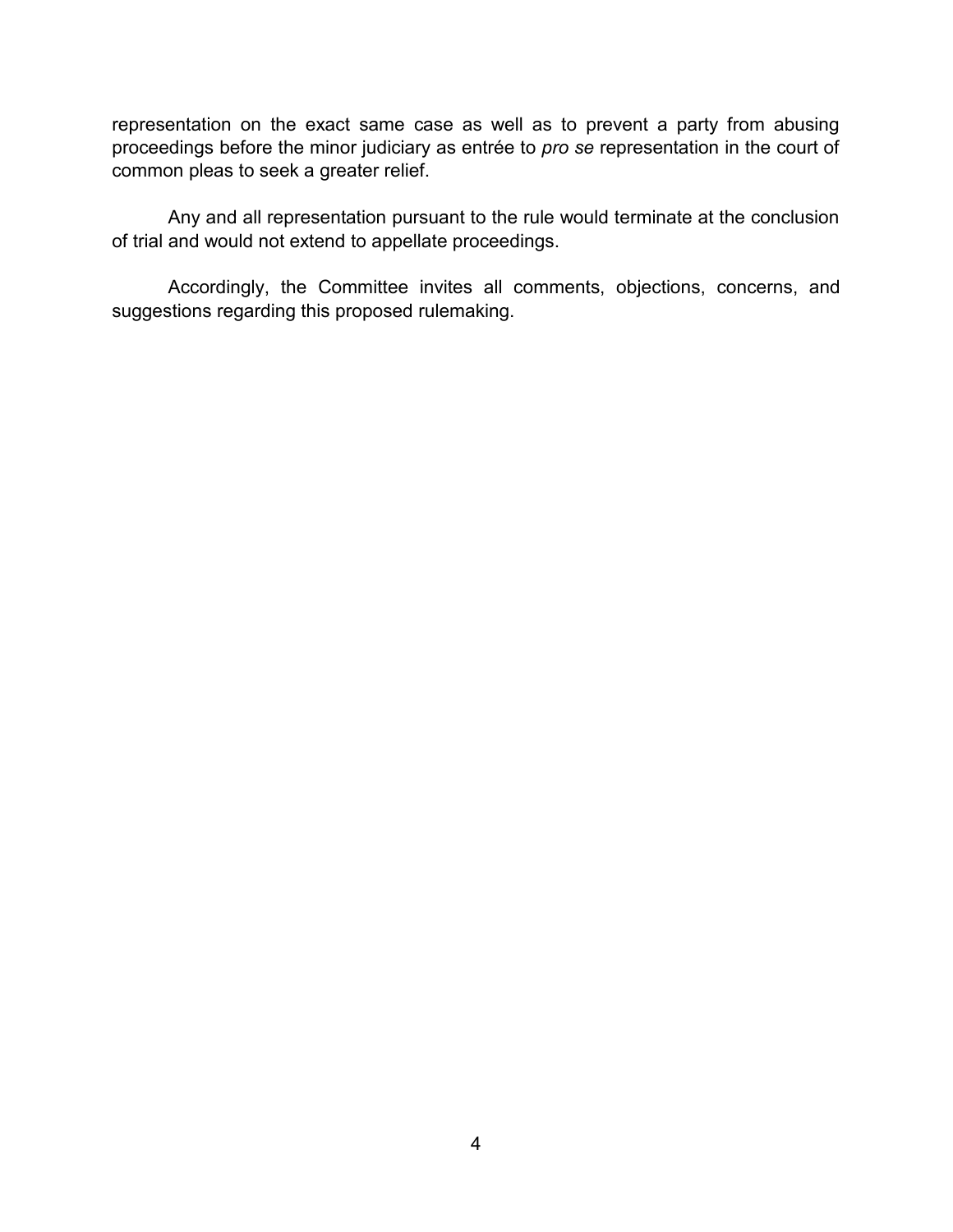representation on the exact same case as well as to prevent a party from abusing proceedings before the minor judiciary as entrée to *pro se* representation in the court of common pleas to seek a greater relief.

Any and all representation pursuant to the rule would terminate at the conclusion of trial and would not extend to appellate proceedings.

Accordingly, the Committee invites all comments, objections, concerns, and suggestions regarding this proposed rulemaking.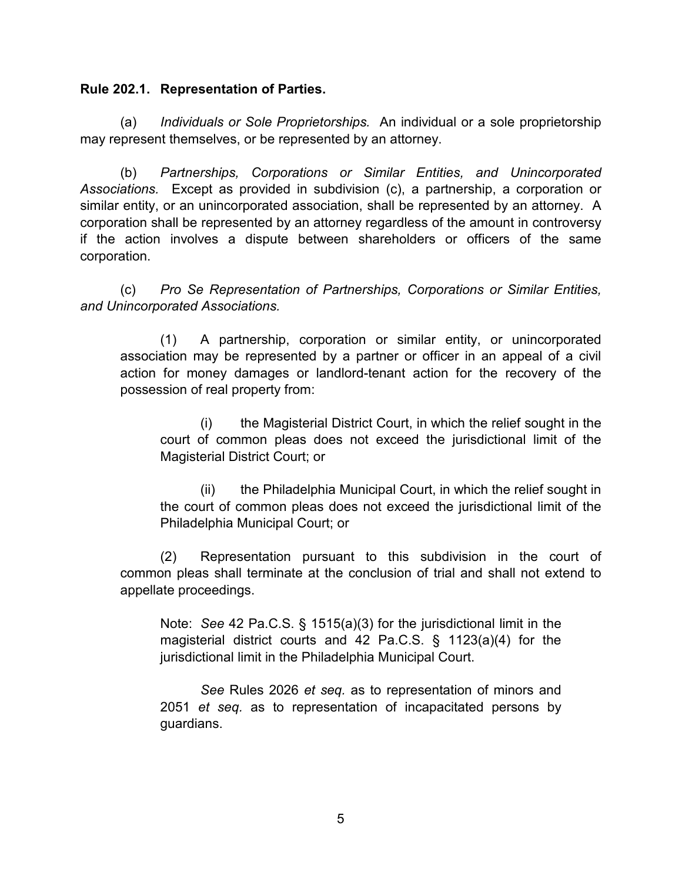**Rule 202.1. Representation of Parties.**

(a) *Individuals or Sole Proprietorships.* An individual or a sole proprietorship may represent themselves, or be represented by an attorney.

(b) *Partnerships, Corporations or Similar Entities, and Unincorporated Associations.* Except as provided in subdivision (c), a partnership, a corporation or similar entity, or an unincorporated association, shall be represented by an attorney. A corporation shall be represented by an attorney regardless of the amount in controversy if the action involves a dispute between shareholders or officers of the same corporation.

(c) *Pro Se Representation of Partnerships, Corporations or Similar Entities, and Unincorporated Associations.*

> (1) A partnership, corporation or similar entity, or unincorporated association may be represented by a partner or officer in an appeal of a civil action for money damages or landlord-tenant action for the recovery of the possession of real property from:
>
> > (i) the Magisterial District Court, in which the relief sought in the court of common pleas does not exceed the jurisdictional limit of the Magisterial District Court; or
> >
> > (ii) the Philadelphia Municipal Court, in which the relief sought in the court of common pleas does not exceed the jurisdictional limit of the Philadelphia Municipal Court; or
>
> (2) Representation pursuant to this subdivision in the court of common pleas shall terminate at the conclusion of trial and shall not extend to appellate proceedings.
>
> > Note: *See* 42 Pa.C.S. § 1515(a)(3) for the jurisdictional limit in the magisterial district courts and 42 Pa.C.S. § 1123(a)(4) for the jurisdictional limit in the Philadelphia Municipal Court.
> >
> > *See* Rules 2026 *et seq.* as to representation of minors and 2051 *et seq.* as to representation of incapacitated persons by guardians.